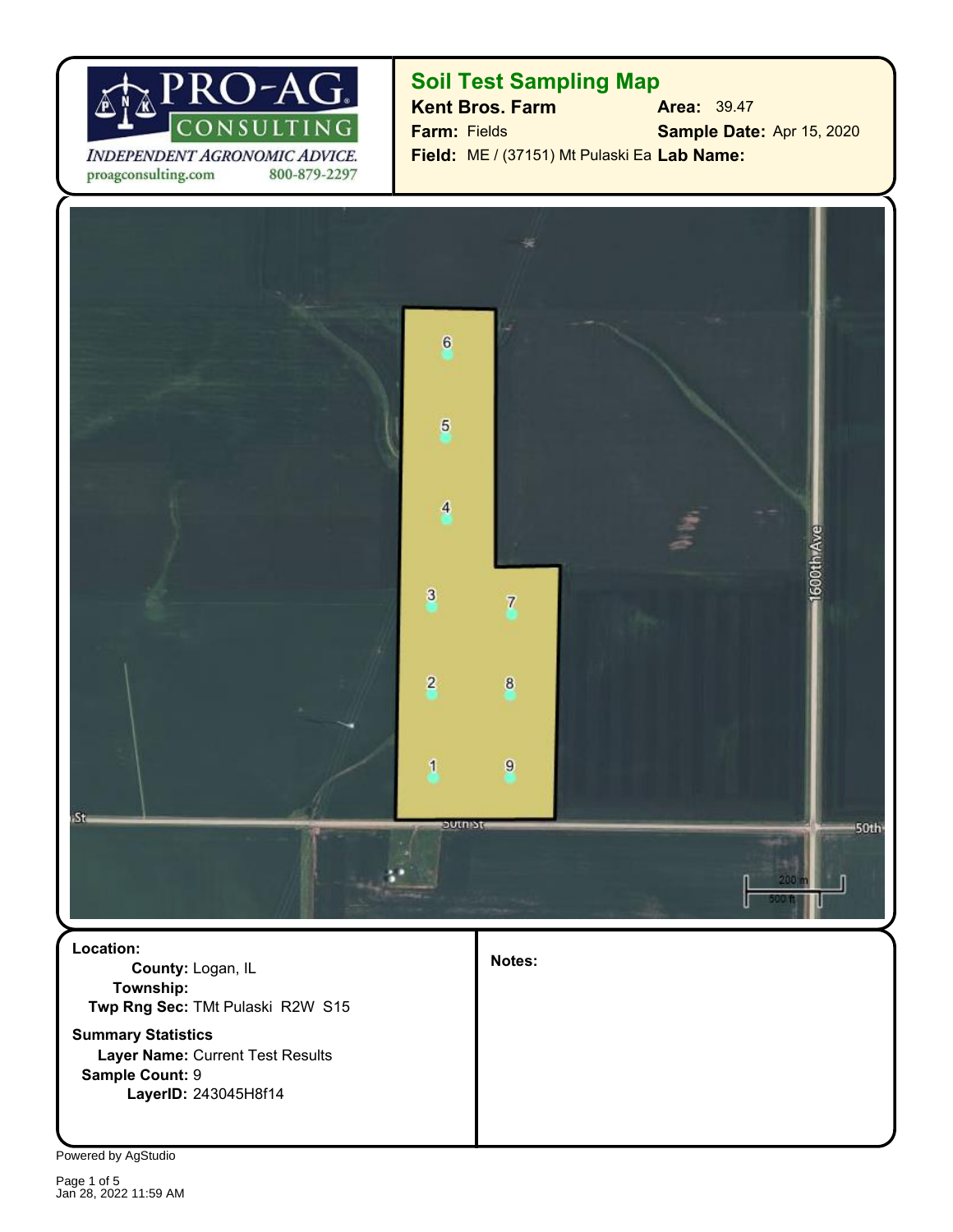PRO-AG CONSULTING

*INDEPENDENT AGRONOMIC ADVICE.*

proagconsulting.com 800-879-2297

## Soil Test Sampling Map

**Kent Bros. Farm**

**Farm:** Fields

**Field:** ME / (37151) Mt Pulaski Ea

**Area:** 39.47

**Sample Date:** Apr 15, 2020

**Lab Name:**

6

5

4

3 7

2 8

1 9

1600th Ave

50th St

200 m

500 ft

**Location:**

**County:** Logan, IL

**Township:**

**Twp Rng Sec:** TMt Pulaski R2W S15

**Summary Statistics**

**Layer Name:** Current Test Results

**Sample Count:** 9

**LayerID:** 243045H8f14

**Notes:**

Powered by AgStudio

Jan 28, 2022 11:59 AM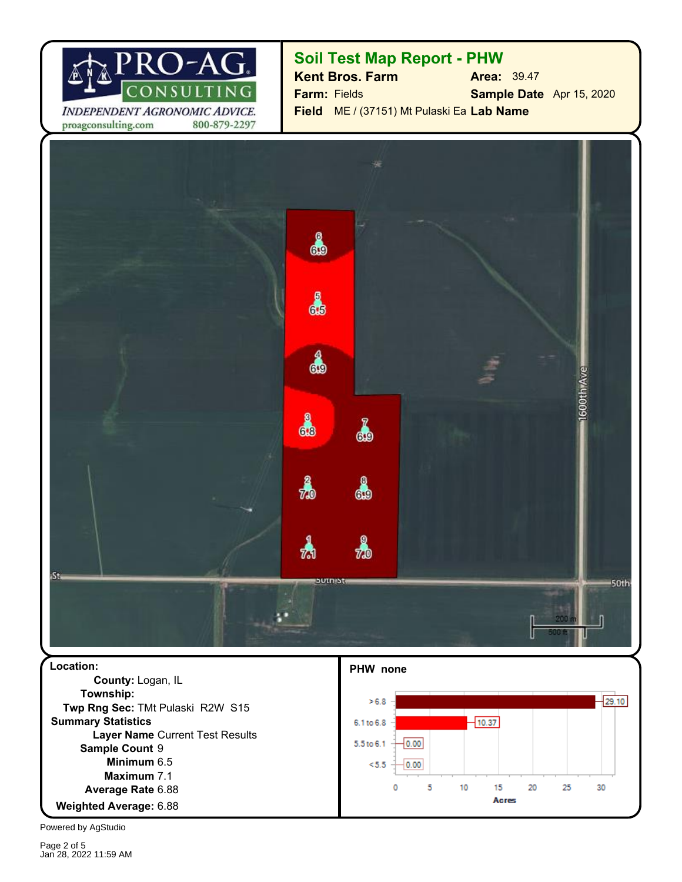PRO-AG CONSULTING

*INDEPENDENT AGRONOMIC ADVICE.*

proagconsulting.com 800-879-2297

## Soil Test Map Report - PHW

**Kent Bros. Farm** **Area:** 39.47

**Farm:** Fields **Sample Date** Apr 15, 2020

**Field** ME / (37151) Mt Pulaski Ea **Lab Name**

**Location:**

**County:** Logan, IL

**Township:**

**Twp Rng Sec:** TMt Pulaski R2W S15

**Summary Statistics**

**Layer Name** Current Test Results

**Sample Count** 9

**Minimum** 6.5

**Maximum** 7.1

**Average Rate** 6.88

**Weighted Average:** 6.88

**PHW none**

| Range | Acres |
|---|---|
| > 6.8 | 29.10 |
| 6.1 to 6.8 | 10.37 |
| 5.5 to 6.1 | 0.00 |
| < 5.5 | 0.00 |

Powered by AgStudio

Jan 28, 2022 11:59 AM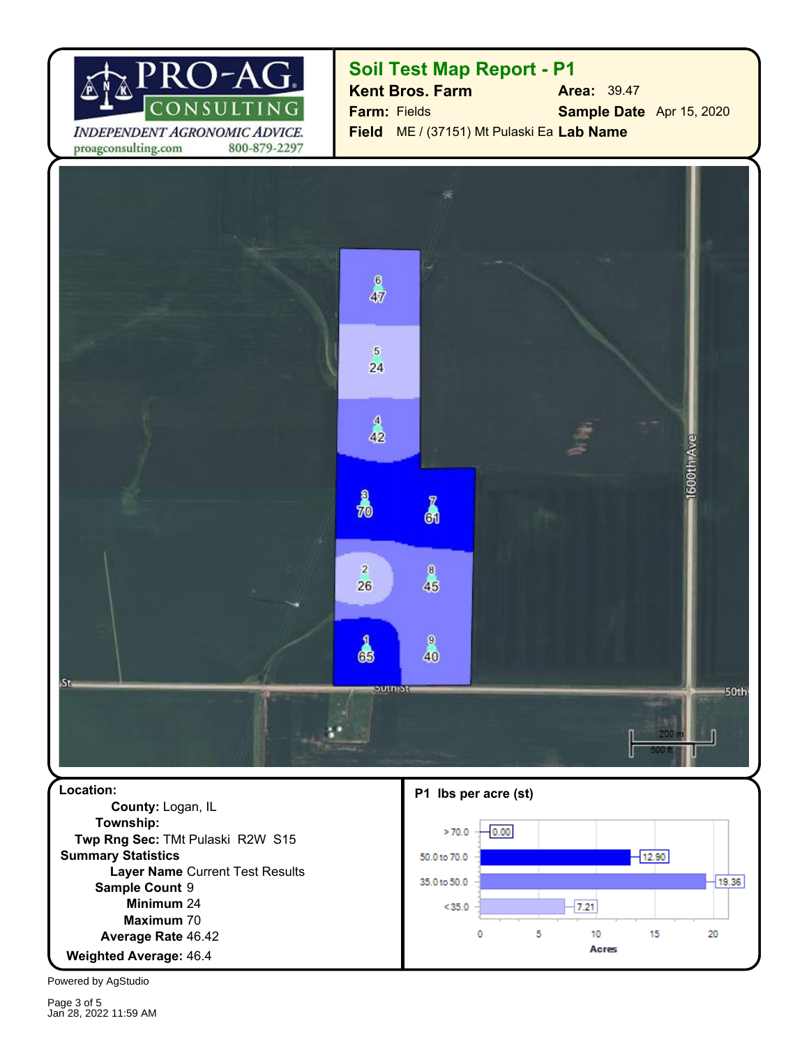**PRO-AG CONSULTING**
*INDEPENDENT AGRONOMIC ADVICE.*
proagconsulting.com 800-879-2297

## Soil Test Map Report - P1

**Kent Bros. Farm** **Area:** 39.47
**Farm:** Fields **Sample Date** Apr 15, 2020
**Field** ME / (37151) Mt Pulaski Ea **Lab Name**

**Location:**
**County:** Logan, IL
**Township:**
**Twp Rng Sec:** TMt Pulaski R2W S15

**Summary Statistics**
**Layer Name** Current Test Results
**Sample Count** 9
**Minimum** 24
**Maximum** 70
**Average Rate** 46.42
**Weighted Average:** 46.4

**P1 lbs per acre (st)**

| Range | Acres |
|---|---|
| > 70.0 | 0.00 |
| 50.0 to 70.0 | 12.90 |
| 35.0 to 50.0 | 19.36 |
| < 35.0 | 7.21 |

Powered by AgStudio

Jan 28, 2022 11:59 AM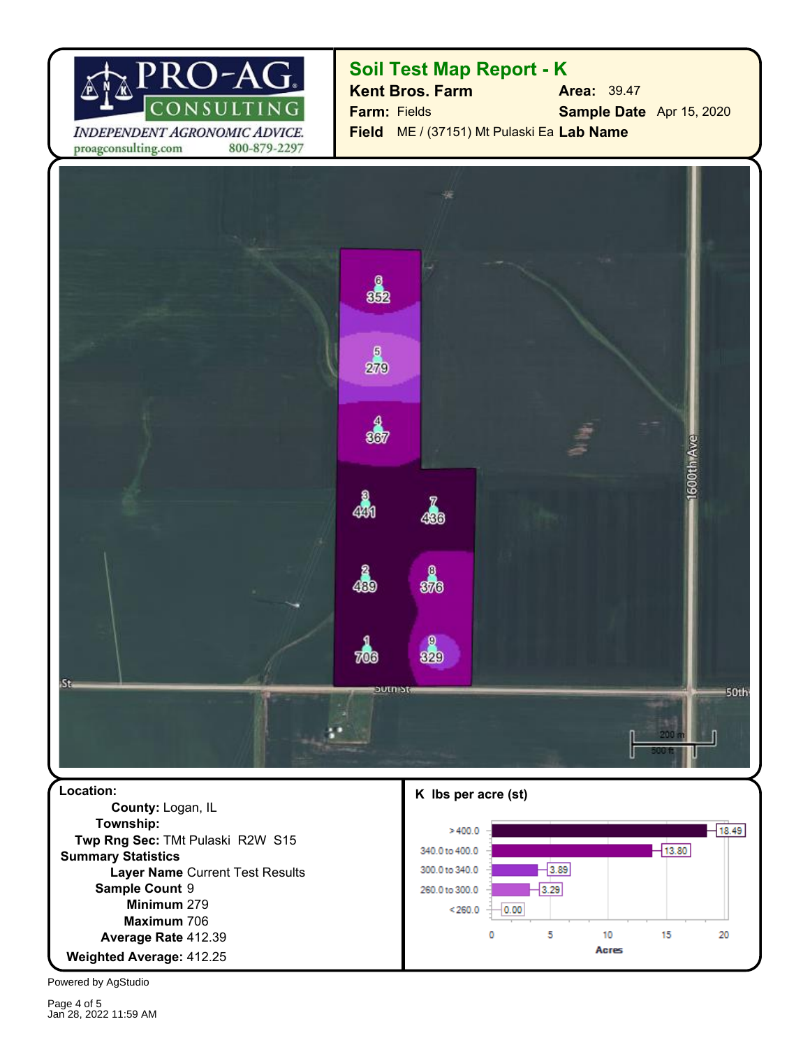PRO-AG CONSULTING

*INDEPENDENT AGRONOMIC ADVICE.*

proagconsulting.com 800-879-2297

## Soil Test Map Report - K

**Kent Bros. Farm** **Area:** 39.47

**Farm:** Fields **Sample Date** Apr 15, 2020

**Field** ME / (37151) Mt Pulaski Ea **Lab Name**

| Sample | K |
|---|---|
| 1 | 706 |
| 2 | 489 |
| 3 | 441 |
| 4 | 367 |
| 5 | 279 |
| 6 | 352 |
| 7 | 436 |
| 8 | 376 |
| 9 | 329 |

1600th Ave

50th St

200 m

500 ft

**Location:**

**County:** Logan, IL

**Township:**

**Twp Rng Sec:** TMt Pulaski R2W S15

**Summary Statistics**

**Layer Name** Current Test Results

**Sample Count** 9

**Minimum** 279

**Maximum** 706

**Average Rate** 412.39

**Weighted Average:** 412.25

**K lbs per acre (st)**

| Range | Acres |
|---|---|
| > 400.0 | 18.49 |
| 340.0 to 400.0 | 13.80 |
| 300.0 to 340.0 | 3.89 |
| 260.0 to 300.0 | 3.29 |
| < 260.0 | 0.00 |

Powered by AgStudio

Jan 28, 2022 11:59 AM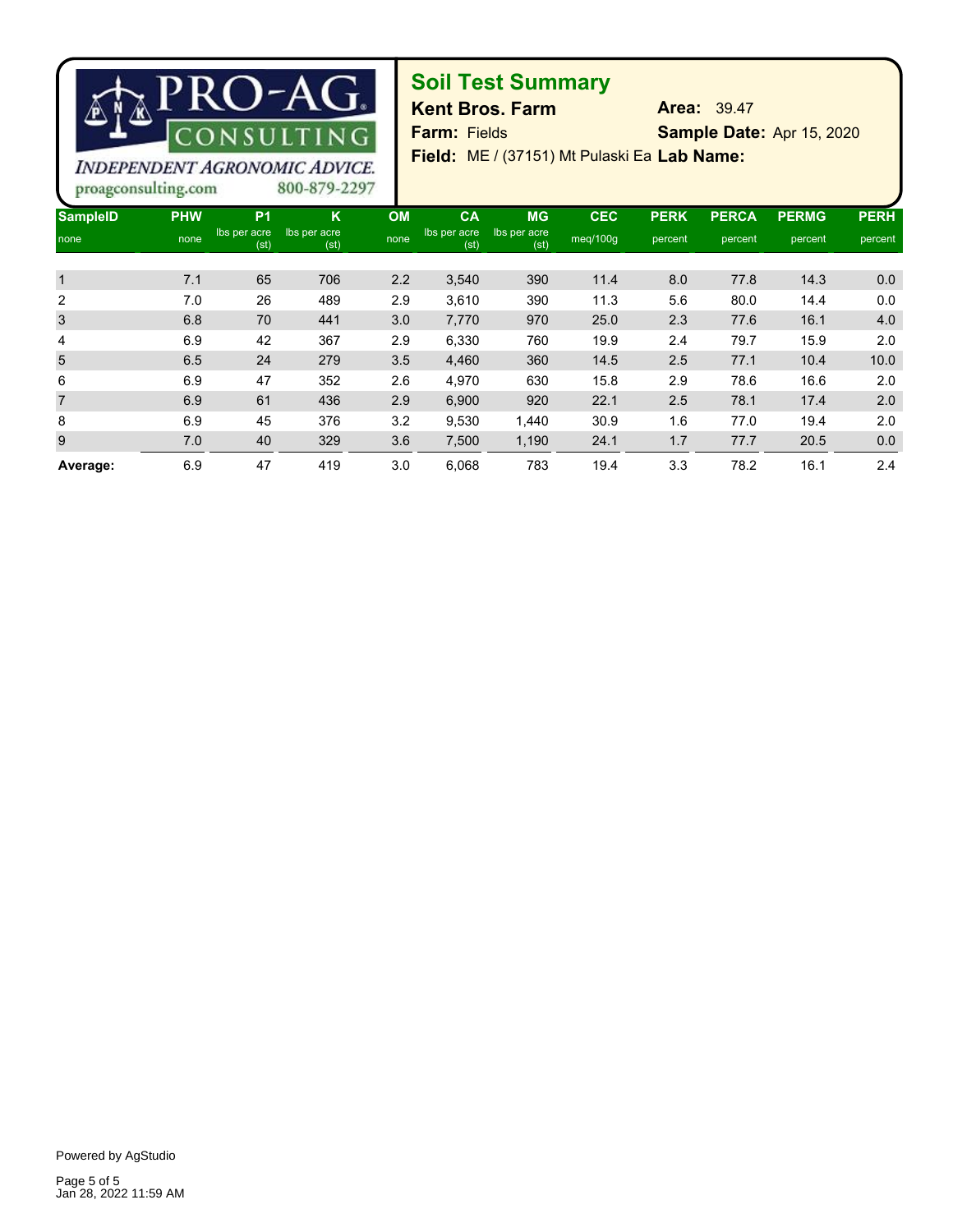PRO-AG CONSULTING

*INDEPENDENT AGRONOMIC ADVICE.*

proagconsulting.com 800-879-2297

## Soil Test Summary

**Kent Bros. Farm**

**Area:** 39.47

**Farm:** Fields

**Sample Date:** Apr 15, 2020

**Field:** ME / (37151) Mt Pulaski Ea

**Lab Name:**

| SampleID | PHW | P1 | K | OM | CA | MG | CEC | PERK | PERCA | PERMG | PERH |
|---|---|---|---|---|---|---|---|---|---|---|---|
| none | none | lbs per acre (st) | lbs per acre (st) | none | lbs per acre (st) | lbs per acre (st) | meq/100g | percent | percent | percent | percent |
| 1 | 7.1 | 65 | 706 | 2.2 | 3,540 | 390 | 11.4 | 8.0 | 77.8 | 14.3 | 0.0 |
| 2 | 7.0 | 26 | 489 | 2.9 | 3,610 | 390 | 11.3 | 5.6 | 80.0 | 14.4 | 0.0 |
| 3 | 6.8 | 70 | 441 | 3.0 | 7,770 | 970 | 25.0 | 2.3 | 77.6 | 16.1 | 4.0 |
| 4 | 6.9 | 42 | 367 | 2.9 | 6,330 | 760 | 19.9 | 2.4 | 79.7 | 15.9 | 2.0 |
| 5 | 6.5 | 24 | 279 | 3.5 | 4,460 | 360 | 14.5 | 2.5 | 77.1 | 10.4 | 10.0 |
| 6 | 6.9 | 47 | 352 | 2.6 | 4,970 | 630 | 15.8 | 2.9 | 78.6 | 16.6 | 2.0 |
| 7 | 6.9 | 61 | 436 | 2.9 | 6,900 | 920 | 22.1 | 2.5 | 78.1 | 17.4 | 2.0 |
| 8 | 6.9 | 45 | 376 | 3.2 | 9,530 | 1,440 | 30.9 | 1.6 | 77.0 | 19.4 | 2.0 |
| 9 | 7.0 | 40 | 329 | 3.6 | 7,500 | 1,190 | 24.1 | 1.7 | 77.7 | 20.5 | 0.0 |
| **Average:** | 6.9 | 47 | 419 | 3.0 | 6,068 | 783 | 19.4 | 3.3 | 78.2 | 16.1 | 2.4 |

Powered by AgStudio

Jan 28, 2022 11:59 AM